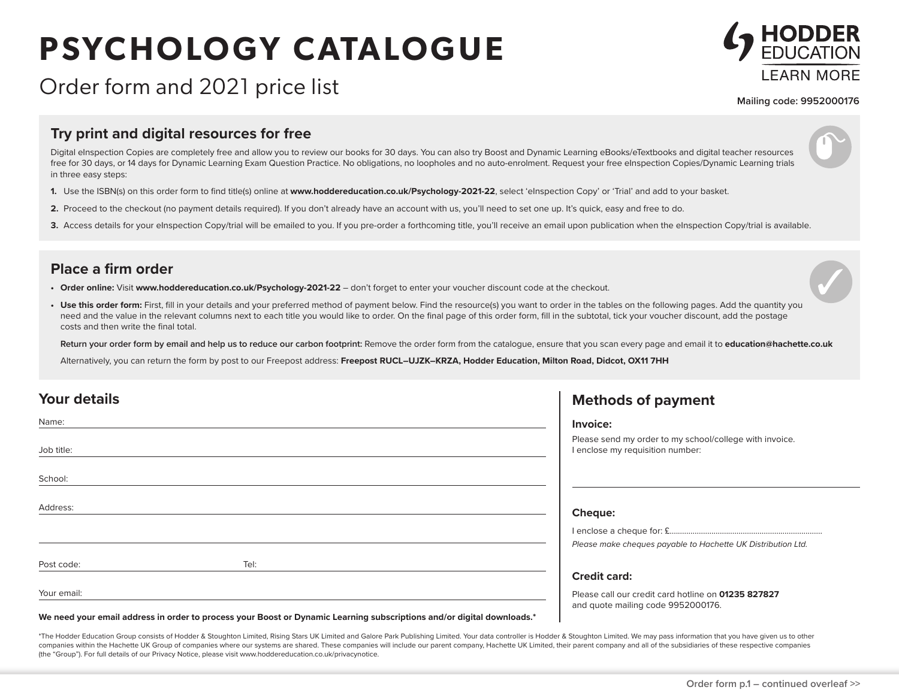# PSYCHOLOGY CATALOGUE

Order form and 2021 price list

HODDER EDUCATION
LEARN MORE

**Mailing code: 9952000176**

## Try print and digital resources for free

Digital eInspection Copies are completely free and allow you to review our books for 30 days. You can also try Boost and Dynamic Learning eBooks/eTextbooks and digital teacher resources free for 30 days, or 14 days for Dynamic Learning Exam Question Practice. No obligations, no loopholes and no auto-enrolment. Request your free eInspection Copies/Dynamic Learning trials in three easy steps:

1. Use the ISBN(s) on this order form to find title(s) online at **www.hoddereducation.co.uk/Psychology-2021-22**, select 'eInspection Copy' or 'Trial' and add to your basket.
2. Proceed to the checkout (no payment details required). If you don't already have an account with us, you'll need to set one up. It's quick, easy and free to do.
3. Access details for your eInspection Copy/trial will be emailed to you. If you pre-order a forthcoming title, you'll receive an email upon publication when the eInspection Copy/trial is available.

## Place a firm order

- **Order online:** Visit **www.hoddereducation.co.uk/Psychology-2021-22** – don't forget to enter your voucher discount code at the checkout.
- **Use this order form:** First, fill in your details and your preferred method of payment below. Find the resource(s) you want to order in the tables on the following pages. Add the quantity you need and the value in the relevant columns next to each title you would like to order. On the final page of this order form, fill in the subtotal, tick your voucher discount, add the postage costs and then write the final total.

  **Return your order form by email and help us to reduce our carbon footprint:** Remove the order form from the catalogue, ensure that you scan every page and email it to **education@hachette.co.uk**

  Alternatively, you can return the form by post to our Freepost address: **Freepost RUCL–UJZK–KRZA, Hodder Education, Milton Road, Didcot, OX11 7HH**

## Your details

Name:

Job title:

School:

Address:

Post code: Tel:

Your email:

**We need your email address in order to process your Boost or Dynamic Learning subscriptions and/or digital downloads.***

## Methods of payment

### Invoice:

Please send my order to my school/college with invoice.
I enclose my requisition number:

### Cheque:

I enclose a cheque for: £.........................................................................

*Please make cheques payable to Hachette UK Distribution Ltd.*

### Credit card:

Please call our credit card hotline on **01235 827827** and quote mailing code 9952000176.

*The Hodder Education Group consists of Hodder & Stoughton Limited, Rising Stars UK Limited and Galore Park Publishing Limited. Your data controller is Hodder & Stoughton Limited. We may pass information that you have given us to other companies within the Hachette UK Group of companies where our systems are shared. These companies will include our parent company, Hachette UK Limited, their parent company and all of the subsidiaries of these respective companies (the "Group"). For full details of our Privacy Notice, please visit www.hoddereducation.co.uk/privacynotice.

Order form p.1 – continued overleaf >>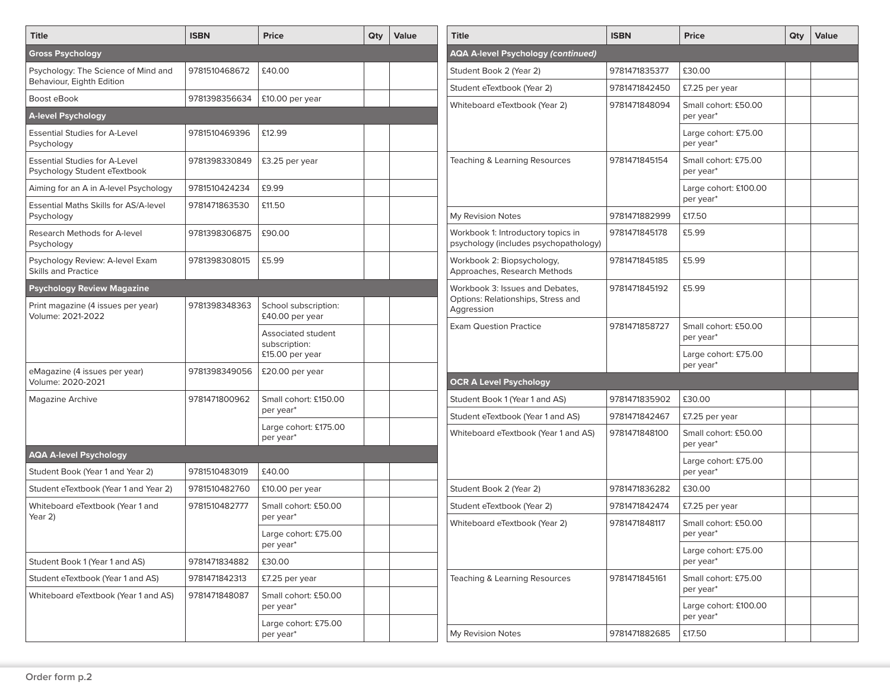| Title | ISBN | Price | Qty | Value |
|---|---|---|---|---|
| **Gross Psychology** | | | | |
| Psychology: The Science of Mind and Behaviour, Eighth Edition | 9781510468672 | £40.00 | | |
| Boost eBook | 9781398356634 | £10.00 per year | | |
| **A-level Psychology** | | | | |
| Essential Studies for A-Level Psychology | 9781510469396 | £12.99 | | |
| Essential Studies for A-Level Psychology Student eTextbook | 9781398330849 | £3.25 per year | | |
| Aiming for an A in A-level Psychology | 9781510424234 | £9.99 | | |
| Essential Maths Skills for AS/A-level Psychology | 9781471863530 | £11.50 | | |
| Research Methods for A-level Psychology | 9781398306875 | £90.00 | | |
| Psychology Review: A-level Exam Skills and Practice | 9781398308015 | £5.99 | | |
| **Psychology Review Magazine** | | | | |
| Print magazine (4 issues per year) Volume: 2021-2022 | 9781398348363 | School subscription: £40.00 per year | | |
| | | Associated student subscription: £15.00 per year | | |
| eMagazine (4 issues per year) Volume: 2020-2021 | 9781398349056 | £20.00 per year | | |
| Magazine Archive | 9781471800962 | Small cohort: £150.00 per year* | | |
| | | Large cohort: £175.00 per year* | | |
| **AQA A-level Psychology** | | | | |
| Student Book (Year 1 and Year 2) | 9781510483019 | £40.00 | | |
| Student eTextbook (Year 1 and Year 2) | 9781510482760 | £10.00 per year | | |
| Whiteboard eTextbook (Year 1 and Year 2) | 9781510482777 | Small cohort: £50.00 per year* | | |
| | | Large cohort: £75.00 per year* | | |
| Student Book 1 (Year 1 and AS) | 9781471834882 | £30.00 | | |
| Student eTextbook (Year 1 and AS) | 9781471842313 | £7.25 per year | | |
| Whiteboard eTextbook (Year 1 and AS) | 9781471848087 | Small cohort: £50.00 per year* | | |
| | | Large cohort: £75.00 per year* | | |
| **AQA A-level Psychology *(continued)*** | | | | |
| Student Book 2 (Year 2) | 9781471835377 | £30.00 | | |
| Student eTextbook (Year 2) | 9781471842450 | £7.25 per year | | |
| Whiteboard eTextbook (Year 2) | 9781471848094 | Small cohort: £50.00 per year* | | |
| | | Large cohort: £75.00 per year* | | |
| Teaching & Learning Resources | 9781471845154 | Small cohort: £75.00 per year* | | |
| | | Large cohort: £100.00 per year* | | |
| My Revision Notes | 9781471882999 | £17.50 | | |
| Workbook 1: Introductory topics in psychology (includes psychopathology) | 9781471845178 | £5.99 | | |
| Workbook 2: Biopsychology, Approaches, Research Methods | 9781471845185 | £5.99 | | |
| Workbook 3: Issues and Debates, Options: Relationships, Stress and Aggression | 9781471845192 | £5.99 | | |
| Exam Question Practice | 9781471858727 | Small cohort: £50.00 per year* | | |
| | | Large cohort: £75.00 per year* | | |
| **OCR A Level Psychology** | | | | |
| Student Book 1 (Year 1 and AS) | 9781471835902 | £30.00 | | |
| Student eTextbook (Year 1 and AS) | 9781471842467 | £7.25 per year | | |
| Whiteboard eTextbook (Year 1 and AS) | 9781471848100 | Small cohort: £50.00 per year* | | |
| | | Large cohort: £75.00 per year* | | |
| Student Book 2 (Year 2) | 9781471836282 | £30.00 | | |
| Student eTextbook (Year 2) | 9781471842474 | £7.25 per year | | |
| Whiteboard eTextbook (Year 2) | 9781471848117 | Small cohort: £50.00 per year* | | |
| | | Large cohort: £75.00 per year* | | |
| Teaching & Learning Resources | 9781471845161 | Small cohort: £75.00 per year* | | |
| | | Large cohort: £100.00 per year* | | |
| My Revision Notes | 9781471882685 | £17.50 | | |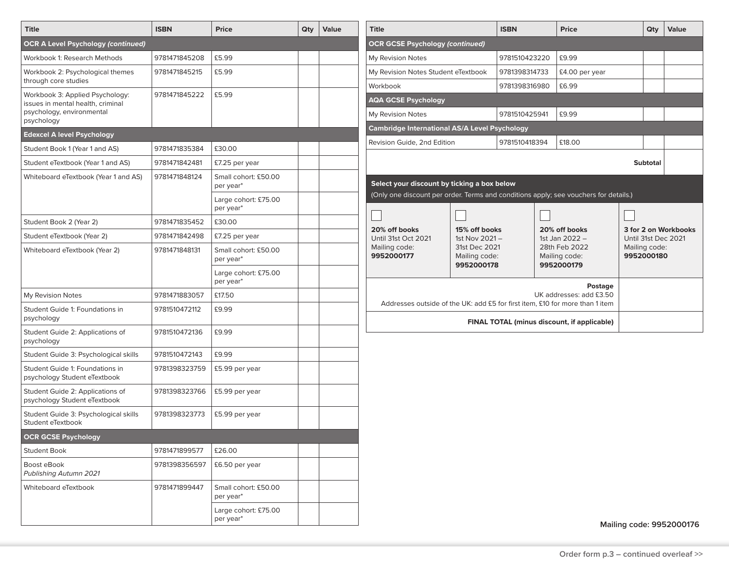| Title | ISBN | Price | Qty | Value |
| --- | --- | --- | --- | --- |
| **OCR A Level Psychology *(continued)*** | | | | |
| Workbook 1: Research Methods | 9781471845208 | £5.99 | | |
| Workbook 2: Psychological themes through core studies | 9781471845215 | £5.99 | | |
| Workbook 3: Applied Psychology: issues in mental health, criminal psychology, environmental psychology | 9781471845222 | £5.99 | | |
| **Edexcel A level Psychology** | | | | |
| Student Book 1 (Year 1 and AS) | 9781471835384 | £30.00 | | |
| Student eTextbook (Year 1 and AS) | 9781471842481 | £7.25 per year | | |
| Whiteboard eTextbook (Year 1 and AS) | 9781471848124 | Small cohort: £50.00 per year* | | |
| | | Large cohort: £75.00 per year* | | |
| Student Book 2 (Year 2) | 9781471835452 | £30.00 | | |
| Student eTextbook (Year 2) | 9781471842498 | £7.25 per year | | |
| Whiteboard eTextbook (Year 2) | 9781471848131 | Small cohort: £50.00 per year* | | |
| | | Large cohort: £75.00 per year* | | |
| My Revision Notes | 9781471883057 | £17.50 | | |
| Student Guide 1: Foundations in psychology | 9781510472112 | £9.99 | | |
| Student Guide 2: Applications of psychology | 9781510472136 | £9.99 | | |
| Student Guide 3: Psychological skills | 9781510472143 | £9.99 | | |
| Student Guide 1: Foundations in psychology Student eTextbook | 9781398323759 | £5.99 per year | | |
| Student Guide 2: Applications of psychology Student eTextbook | 9781398323766 | £5.99 per year | | |
| Student Guide 3: Psychological skills Student eTextbook | 9781398323773 | £5.99 per year | | |
| **OCR GCSE Psychology** | | | | |
| Student Book | 9781471899577 | £26.00 | | |
| Boost eBook *Publishing Autumn 2021* | 9781398356597 | £6.50 per year | | |
| Whiteboard eTextbook | 9781471899447 | Small cohort: £50.00 per year* | | |
| | | Large cohort: £75.00 per year* | | |
| **OCR GCSE Psychology *(continued)*** | | | | |
| My Revision Notes | 9781510423220 | £9.99 | | |
| My Revision Notes Student eTextbook | 9781398314733 | £4.00 per year | | |
| Workbook | 9781398316980 | £6.99 | | |
| **AQA GCSE Psychology** | | | | |
| My Revision Notes | 9781510425941 | £9.99 | | |
| **Cambridge International AS/A Level Psychology** | | | | |
| Revision Guide, 2nd Edition | 9781510418394 | £18.00 | | |
| | | | **Subtotal** | |

**Select your discount by ticking a box below**

(Only one discount per order. Terms and conditions apply; see vouchers for details.)

| | | | |
| --- | --- | --- | --- |
| ☐ **20% off books** Until 31st Oct 2021 Mailing code: **9952000177** | ☐ **15% off books** 1st Nov 2021 – 31st Dec 2021 Mailing code: **9952000178** | ☐ **20% off books** 1st Jan 2022 – 28th Feb 2022 Mailing code: **9952000179** | ☐ **3 for 2 on Workbooks** Until 31st Dec 2021 Mailing code: **9952000180** |

| | |
| --- | --- |
| **Postage** UK addresses: add £3.50 Addresses outside of the UK: add £5 for first item, £10 for more than 1 item | |
| **FINAL TOTAL (minus discount, if applicable)** | |

**Mailing code: 9952000176**

**Order form p.3 – continued overleaf >>**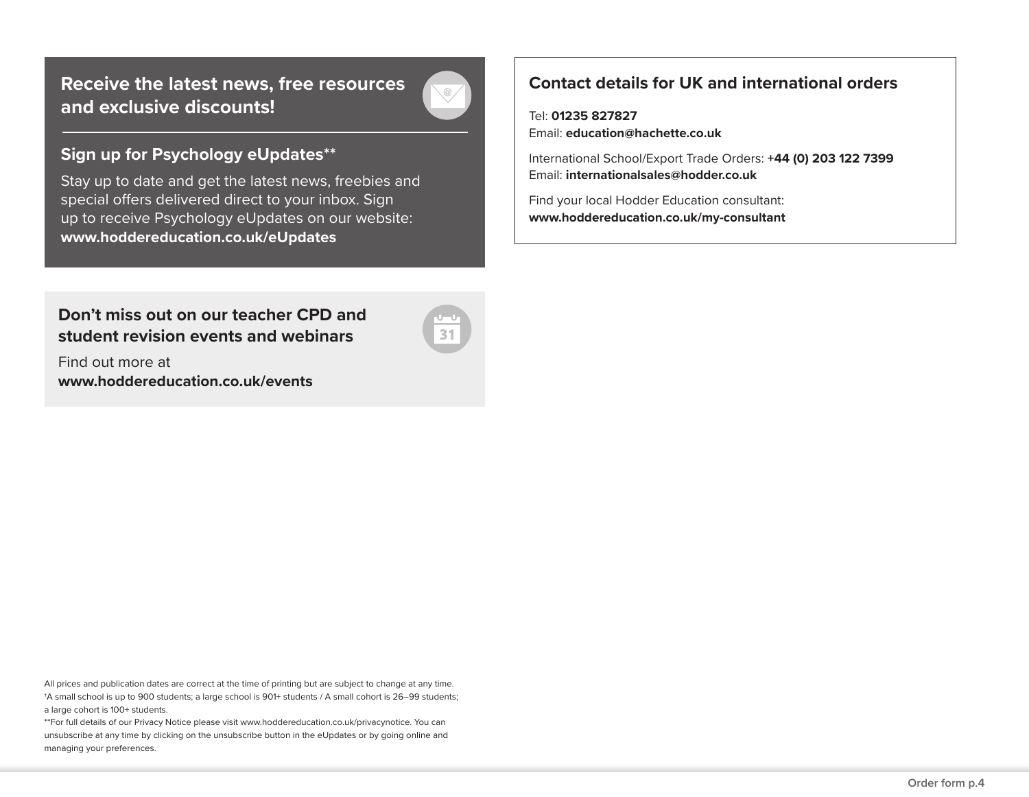## Receive the latest news, free resources and exclusive discounts!

### Sign up for Psychology eUpdates**

Stay up to date and get the latest news, freebies and special offers delivered direct to your inbox. Sign up to receive Psychology eUpdates on our website: **www.hoddereducation.co.uk/eUpdates**

### Don't miss out on our teacher CPD and student revision events and webinars

Find out more at **www.hoddereducation.co.uk/events**

## Contact details for UK and international orders

Tel: **01235 827827**
Email: **education@hachette.co.uk**

International School/Export Trade Orders: **+44 (0) 203 122 7399**
Email: **internationalsales@hodder.co.uk**

Find your local Hodder Education consultant:
**www.hoddereducation.co.uk/my-consultant**

All prices and publication dates are correct at the time of printing but are subject to change at any time.
†A small school is up to 900 students; a large school is 901+ students / A small cohort is 26–99 students; a large cohort is 100+ students.
**For full details of our Privacy Notice please visit www.hoddereducation.co.uk/privacynotice. You can unsubscribe at any time by clicking on the unsubscribe button in the eUpdates or by going online and managing your preferences.